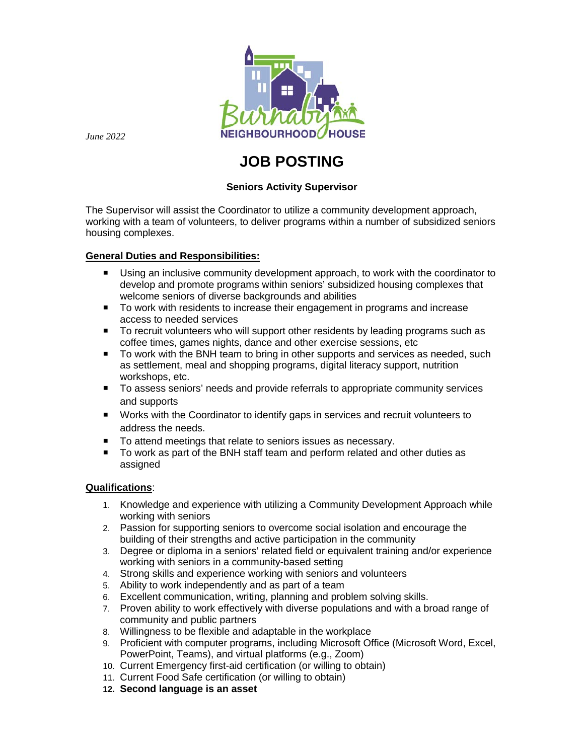*June 2022*

Burnaby NEIGHBOURHOOD HOUSE

# JOB POSTING

**Seniors Activity Supervisor**

The Supervisor will assist the Coordinator to utilize a community development approach, working with a team of volunteers, to deliver programs within a number of subsidized seniors housing complexes.

**General Duties and Responsibilities:**

- Using an inclusive community development approach, to work with the coordinator to develop and promote programs within seniors' subsidized housing complexes that welcome seniors of diverse backgrounds and abilities
- To work with residents to increase their engagement in programs and increase access to needed services
- To recruit volunteers who will support other residents by leading programs such as coffee times, games nights, dance and other exercise sessions, etc
- To work with the BNH team to bring in other supports and services as needed, such as settlement, meal and shopping programs, digital literacy support, nutrition workshops, etc.
- To assess seniors' needs and provide referrals to appropriate community services and supports
- Works with the Coordinator to identify gaps in services and recruit volunteers to address the needs.
- To attend meetings that relate to seniors issues as necessary.
- To work as part of the BNH staff team and perform related and other duties as assigned

**Qualifications**:

1. Knowledge and experience with utilizing a Community Development Approach while working with seniors
2. Passion for supporting seniors to overcome social isolation and encourage the building of their strengths and active participation in the community
3. Degree or diploma in a seniors' related field or equivalent training and/or experience working with seniors in a community-based setting
4. Strong skills and experience working with seniors and volunteers
5. Ability to work independently and as part of a team
6. Excellent communication, writing, planning and problem solving skills.
7. Proven ability to work effectively with diverse populations and with a broad range of community and public partners
8. Willingness to be flexible and adaptable in the workplace
9. Proficient with computer programs, including Microsoft Office (Microsoft Word, Excel, PowerPoint, Teams), and virtual platforms (e.g., Zoom)
10. Current Emergency first-aid certification (or willing to obtain)
11. Current Food Safe certification (or willing to obtain)
12. **Second language is an asset**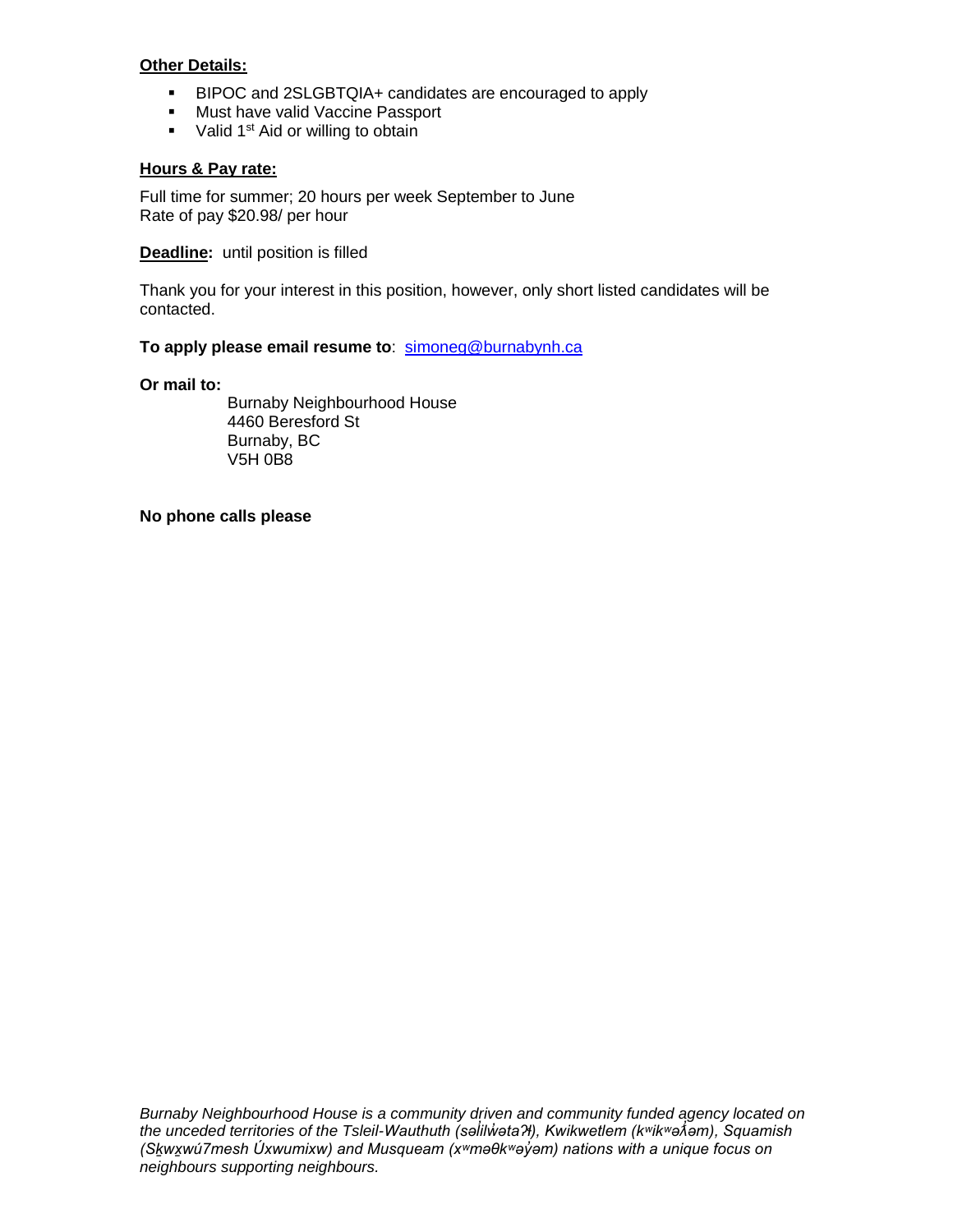**Other Details:**

- BIPOC and 2SLGBTQIA+ candidates are encouraged to apply
- Must have valid Vaccine Passport
- Valid 1st Aid or willing to obtain

**Hours & Pay rate:**

Full time for summer; 20 hours per week September to June
Rate of pay $20.98/ per hour

**Deadline:** until position is filled

Thank you for your interest in this position, however, only short listed candidates will be contacted.

**To apply please email resume to**: simoneg@burnabynh.ca

**Or mail to:**

Burnaby Neighbourhood House
4460 Beresford St
Burnaby, BC
V5H 0B8

**No phone calls please**

*Burnaby Neighbourhood House is a community driven and community funded agency located on the unceded territories of the Tsleil-Wauthuth (səl̓ilw̓ətaʔɬ), Kwikwetlem (kʷikʷəƛ̓əm), Squamish (Sḵwx̱wú7mesh Úxwumixw) and Musqueam (xʷməθkʷəy̓əm) nations with a unique focus on neighbours supporting neighbours.*